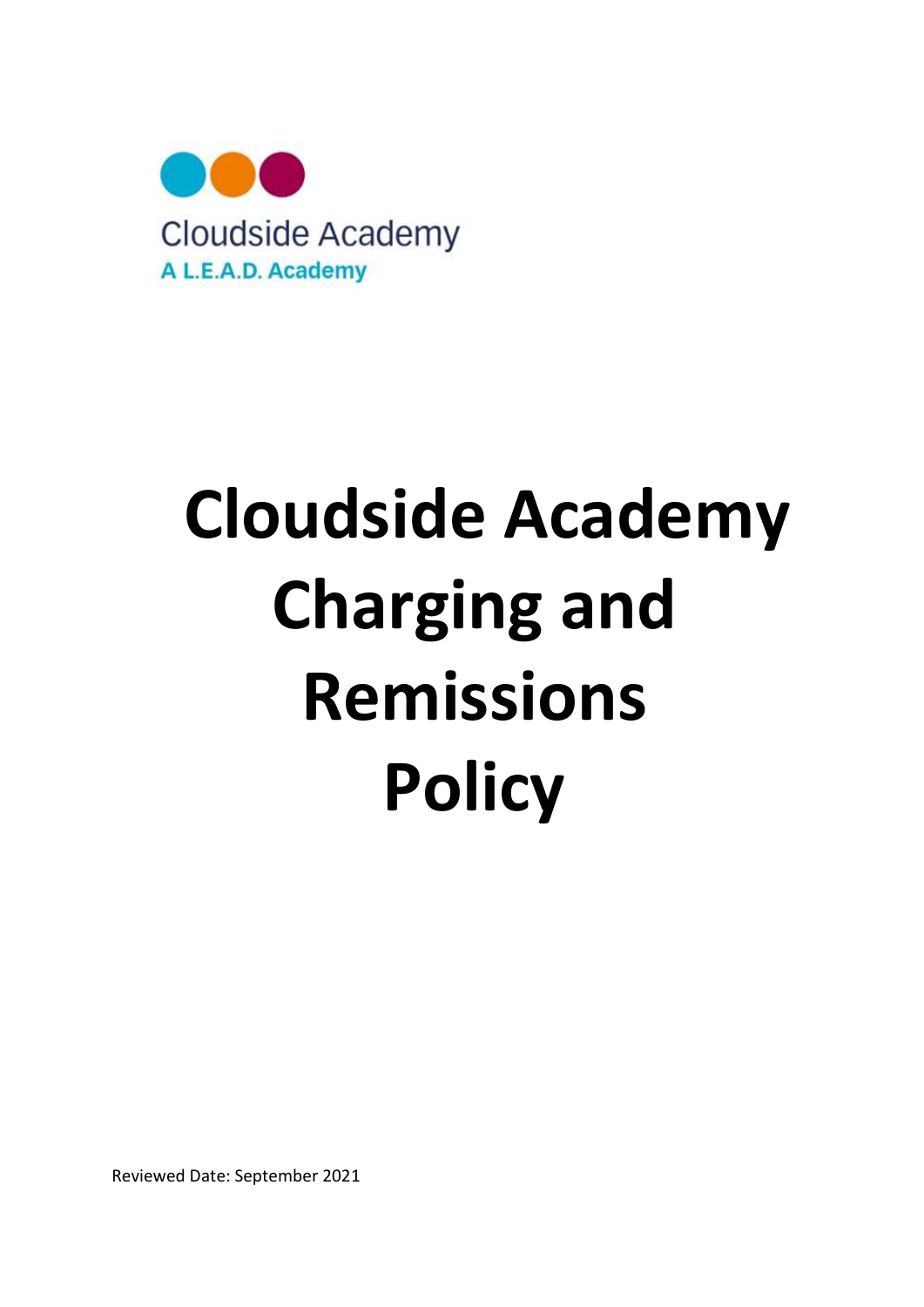Cloudside Academy
A L.E.A.D. Academy

# Cloudside Academy Charging and Remissions Policy

Reviewed Date: September 2021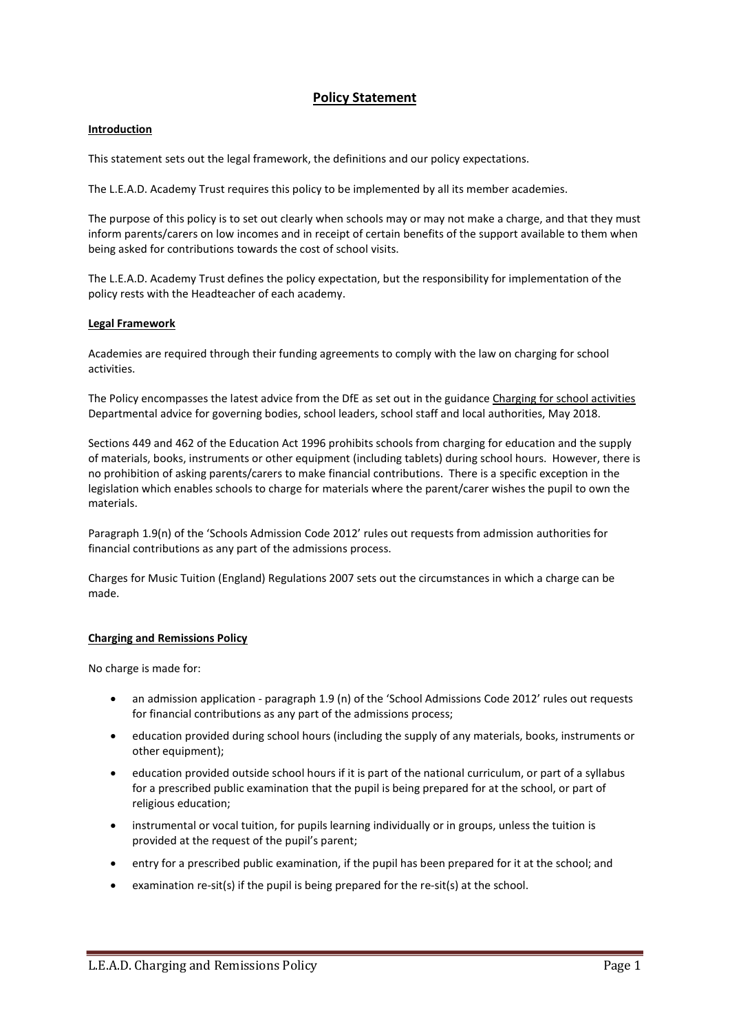# Policy Statement

## Introduction

This statement sets out the legal framework, the definitions and our policy expectations.

The L.E.A.D. Academy Trust requires this policy to be implemented by all its member academies.

The purpose of this policy is to set out clearly when schools may or may not make a charge, and that they must inform parents/carers on low incomes and in receipt of certain benefits of the support available to them when being asked for contributions towards the cost of school visits.

The L.E.A.D. Academy Trust defines the policy expectation, but the responsibility for implementation of the policy rests with the Headteacher of each academy.

## Legal Framework

Academies are required through their funding agreements to comply with the law on charging for school activities.

The Policy encompasses the latest advice from the DfE as set out in the guidance Charging for school activities Departmental advice for governing bodies, school leaders, school staff and local authorities, May 2018.

Sections 449 and 462 of the Education Act 1996 prohibits schools from charging for education and the supply of materials, books, instruments or other equipment (including tablets) during school hours. However, there is no prohibition of asking parents/carers to make financial contributions. There is a specific exception in the legislation which enables schools to charge for materials where the parent/carer wishes the pupil to own the materials.

Paragraph 1.9(n) of the 'Schools Admission Code 2012' rules out requests from admission authorities for financial contributions as any part of the admissions process.

Charges for Music Tuition (England) Regulations 2007 sets out the circumstances in which a charge can be made.

## Charging and Remissions Policy

No charge is made for:

- an admission application - paragraph 1.9 (n) of the 'School Admissions Code 2012' rules out requests for financial contributions as any part of the admissions process;
- education provided during school hours (including the supply of any materials, books, instruments or other equipment);
- education provided outside school hours if it is part of the national curriculum, or part of a syllabus for a prescribed public examination that the pupil is being prepared for at the school, or part of religious education;
- instrumental or vocal tuition, for pupils learning individually or in groups, unless the tuition is provided at the request of the pupil's parent;
- entry for a prescribed public examination, if the pupil has been prepared for it at the school; and
- examination re-sit(s) if the pupil is being prepared for the re-sit(s) at the school.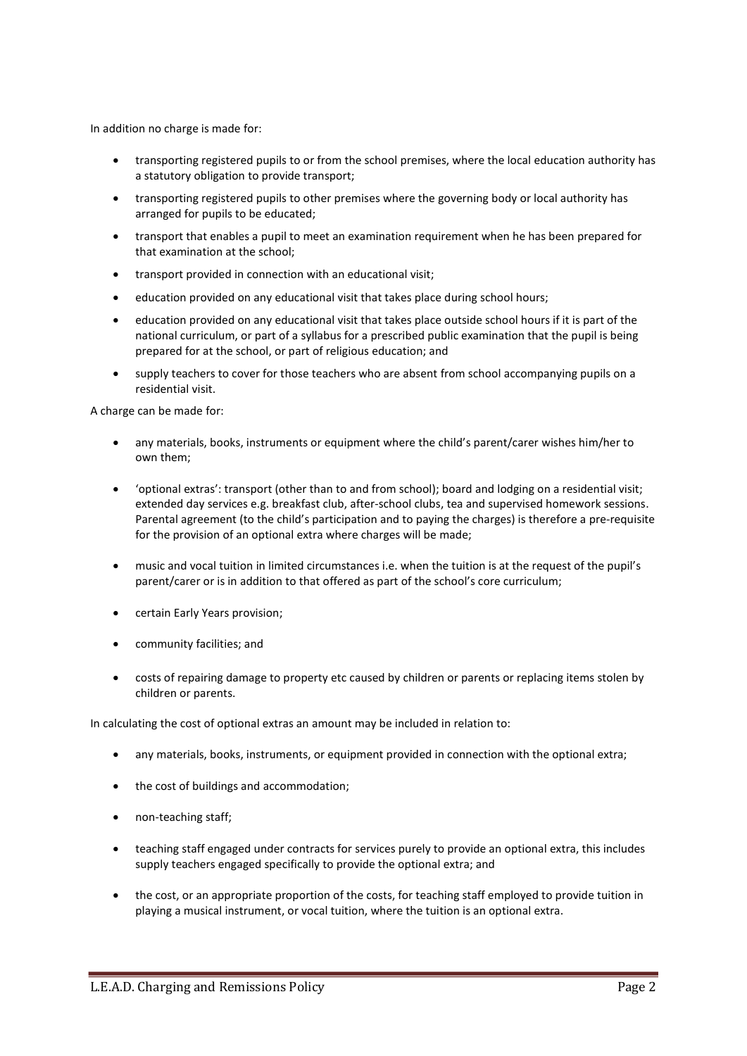In addition no charge is made for:

- transporting registered pupils to or from the school premises, where the local education authority has a statutory obligation to provide transport;
- transporting registered pupils to other premises where the governing body or local authority has arranged for pupils to be educated;
- transport that enables a pupil to meet an examination requirement when he has been prepared for that examination at the school;
- transport provided in connection with an educational visit;
- education provided on any educational visit that takes place during school hours;
- education provided on any educational visit that takes place outside school hours if it is part of the national curriculum, or part of a syllabus for a prescribed public examination that the pupil is being prepared for at the school, or part of religious education; and
- supply teachers to cover for those teachers who are absent from school accompanying pupils on a residential visit.

A charge can be made for:

- any materials, books, instruments or equipment where the child's parent/carer wishes him/her to own them;
- 'optional extras': transport (other than to and from school); board and lodging on a residential visit; extended day services e.g. breakfast club, after-school clubs, tea and supervised homework sessions. Parental agreement (to the child's participation and to paying the charges) is therefore a pre-requisite for the provision of an optional extra where charges will be made;
- music and vocal tuition in limited circumstances i.e. when the tuition is at the request of the pupil's parent/carer or is in addition to that offered as part of the school's core curriculum;
- certain Early Years provision;
- community facilities; and
- costs of repairing damage to property etc caused by children or parents or replacing items stolen by children or parents.

In calculating the cost of optional extras an amount may be included in relation to:

- any materials, books, instruments, or equipment provided in connection with the optional extra;
- the cost of buildings and accommodation;
- non-teaching staff;
- teaching staff engaged under contracts for services purely to provide an optional extra, this includes supply teachers engaged specifically to provide the optional extra; and
- the cost, or an appropriate proportion of the costs, for teaching staff employed to provide tuition in playing a musical instrument, or vocal tuition, where the tuition is an optional extra.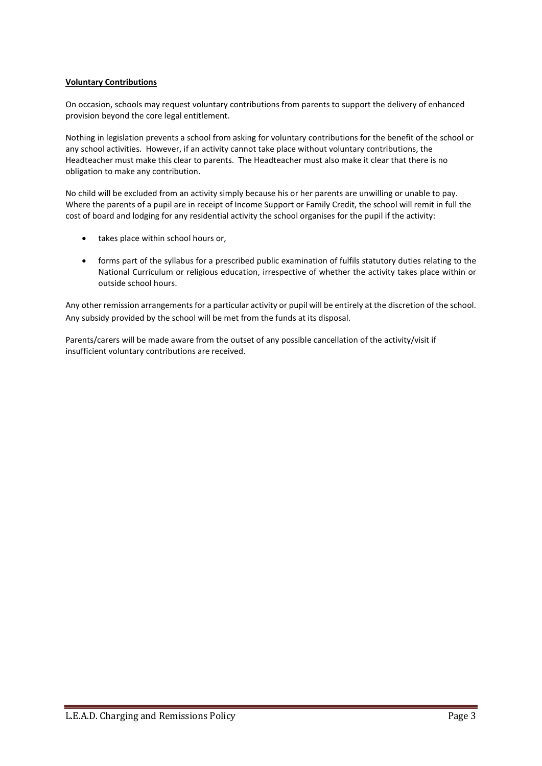**Voluntary Contributions**

On occasion, schools may request voluntary contributions from parents to support the delivery of enhanced provision beyond the core legal entitlement.

Nothing in legislation prevents a school from asking for voluntary contributions for the benefit of the school or any school activities. However, if an activity cannot take place without voluntary contributions, the Headteacher must make this clear to parents. The Headteacher must also make it clear that there is no obligation to make any contribution.

No child will be excluded from an activity simply because his or her parents are unwilling or unable to pay. Where the parents of a pupil are in receipt of Income Support or Family Credit, the school will remit in full the cost of board and lodging for any residential activity the school organises for the pupil if the activity:

- takes place within school hours or,
- forms part of the syllabus for a prescribed public examination of fulfils statutory duties relating to the National Curriculum or religious education, irrespective of whether the activity takes place within or outside school hours.

Any other remission arrangements for a particular activity or pupil will be entirely at the discretion of the school. Any subsidy provided by the school will be met from the funds at its disposal.

Parents/carers will be made aware from the outset of any possible cancellation of the activity/visit if insufficient voluntary contributions are received.